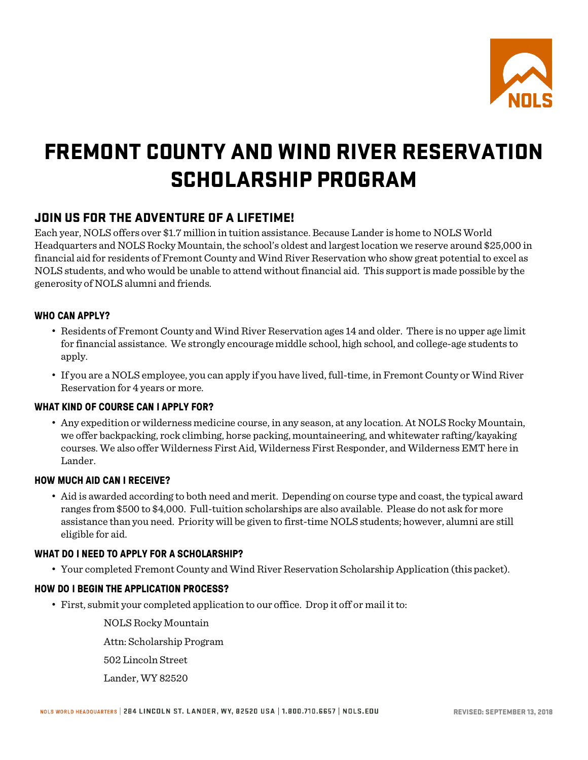# FREMONT COUNTY AND WIND RIVER RESERVATION SCHOLARSHIP PROGRAM

## JOIN US FOR THE ADVENTURE OF A LIFETIME!

Each year, NOLS offers over $1.7 million in tuition assistance. Because Lander is home to NOLS World Headquarters and NOLS Rocky Mountain, the school's oldest and largest location we reserve around $25,000 in financial aid for residents of Fremont County and Wind River Reservation who show great potential to excel as NOLS students, and who would be unable to attend without financial aid. This support is made possible by the generosity of NOLS alumni and friends.

### WHO CAN APPLY?

- Residents of Fremont County and Wind River Reservation ages 14 and older. There is no upper age limit for financial assistance. We strongly encourage middle school, high school, and college-age students to apply.
- If you are a NOLS employee, you can apply if you have lived, full-time, in Fremont County or Wind River Reservation for 4 years or more.

### WHAT KIND OF COURSE CAN I APPLY FOR?

- Any expedition or wilderness medicine course, in any season, at any location. At NOLS Rocky Mountain, we offer backpacking, rock climbing, horse packing, mountaineering, and whitewater rafting/kayaking courses. We also offer Wilderness First Aid, Wilderness First Responder, and Wilderness EMT here in Lander.

### HOW MUCH AID CAN I RECEIVE?

- Aid is awarded according to both need and merit. Depending on course type and coast, the typical award ranges from $500 to $4,000. Full-tuition scholarships are also available. Please do not ask for more assistance than you need. Priority will be given to first-time NOLS students; however, alumni are still eligible for aid.

### WHAT DO I NEED TO APPLY FOR A SCHOLARSHIP?

- Your completed Fremont County and Wind River Reservation Scholarship Application (this packet).

### HOW DO I BEGIN THE APPLICATION PROCESS?

- First, submit your completed application to our office. Drop it off or mail it to:

  NOLS Rocky Mountain

  Attn: Scholarship Program

  502 Lincoln Street

  Lander, WY 82520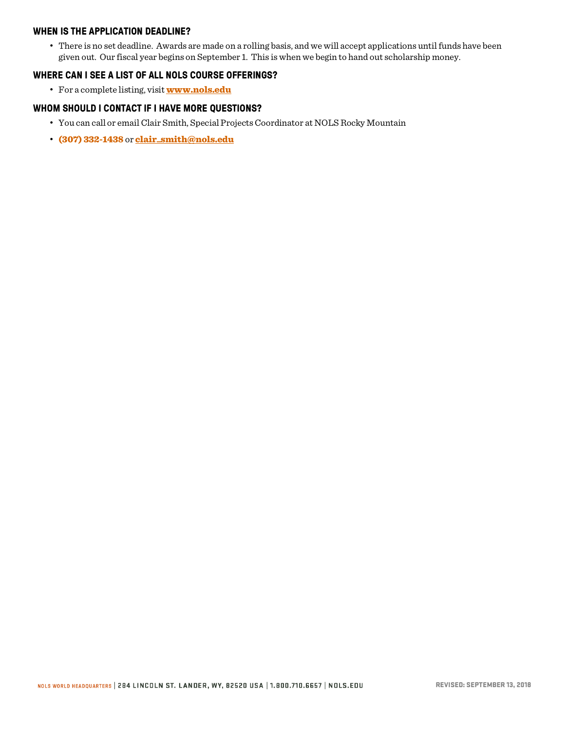### WHEN IS THE APPLICATION DEADLINE?

- There is no set deadline. Awards are made on a rolling basis, and we will accept applications until funds have been given out. Our fiscal year begins on September 1. This is when we begin to hand out scholarship money.

### WHERE CAN I SEE A LIST OF ALL NOLS COURSE OFFERINGS?

- For a complete listing, visit **www.nols.edu**

### WHOM SHOULD I CONTACT IF I HAVE MORE QUESTIONS?

- You can call or email Clair Smith, Special Projects Coordinator at NOLS Rocky Mountain
- **(307) 332-1438** or **clair_smith@nols.edu**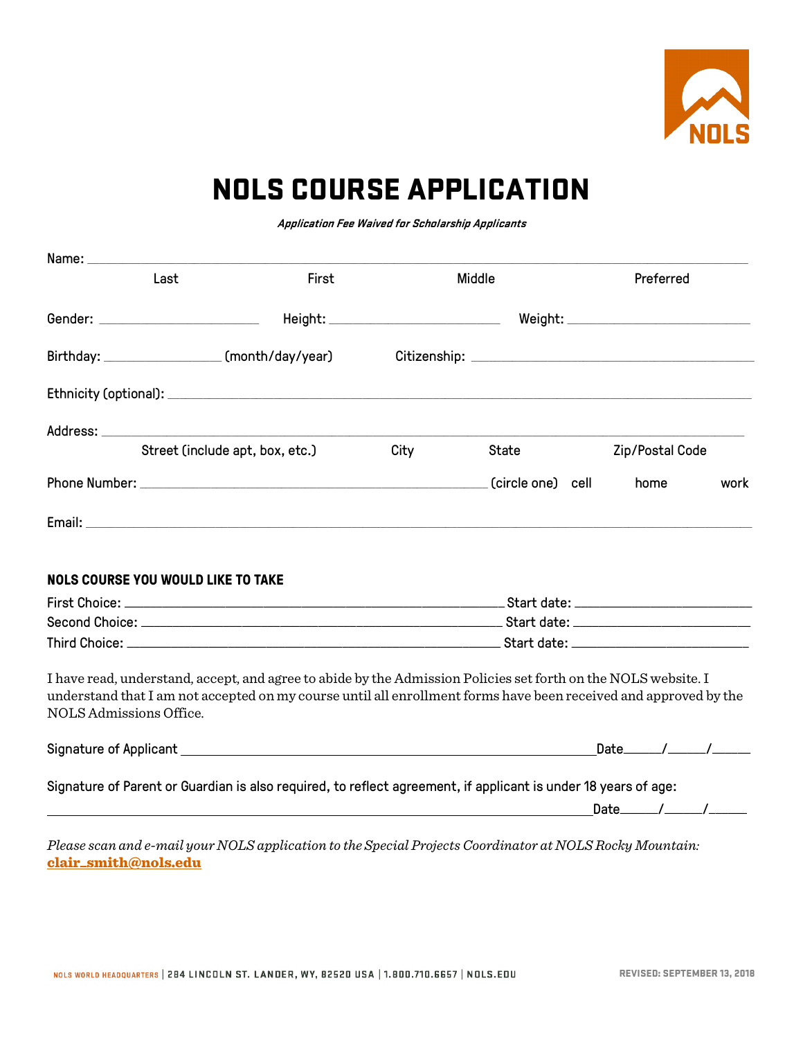# NOLS COURSE APPLICATION

***Application Fee Waived for Scholarship Applicants***

Name: ______________________________________________________________
Last | First | Middle | Preferred

Gender: ____________________ Height: ____________________ Weight: ____________________

Birthday: ______________ (month/day/year) Citizenship: ______________________________

Ethnicity (optional): ______________________________________________________

Address: ______________________________________________________________
Street (include apt, box, etc.) | City | State | Zip/Postal Code

Phone Number: ________________________________ (circle one) cell home work

Email: ______________________________________________________________

### NOLS COURSE YOU WOULD LIKE TO TAKE

First Choice: ________________________________ Start date: ____________________

Second Choice: ________________________________ Start date: ____________________

Third Choice: ________________________________ Start date: ____________________

I have read, understand, accept, and agree to abide by the Admission Policies set forth on the NOLS website. I understand that I am not accepted on my course until all enrollment forms have been received and approved by the NOLS Admissions Office.

Signature of Applicant ______________________________________________ Date_____/_____/_____

Signature of Parent or Guardian is also required, to reflect agreement, if applicant is under 18 years of age:

______________________________________________________________ Date_____/_____/_____

*Please scan and e-mail your NOLS application to the Special Projects Coordinator at NOLS Rocky Mountain:* **clair_smith@nols.edu**

NOLS WORLD HEADQUARTERS | 284 LINCOLN ST. LANDER, WY, 82520 USA | 1.800.710.6657 | NOLS.EDU

REVISED: SEPTEMBER 13, 2018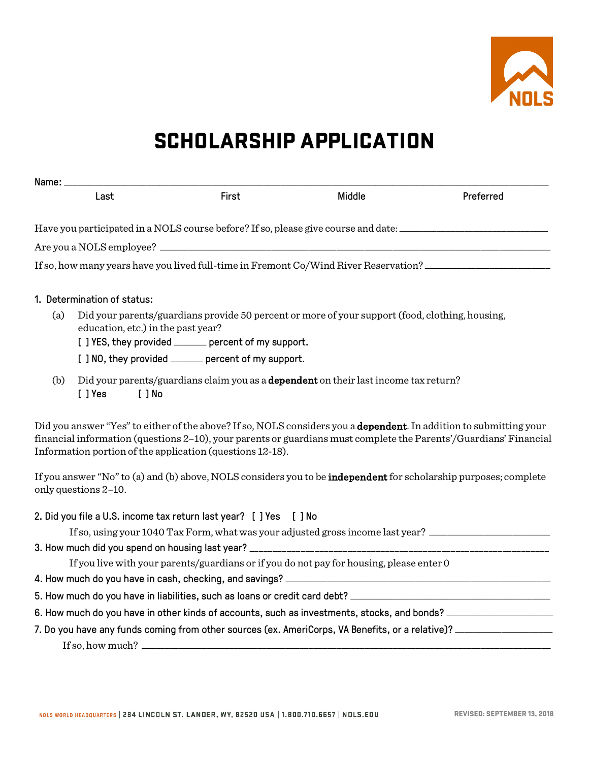# SCHOLARSHIP APPLICATION

Name: ________________________________________________________________

Last First Middle Preferred

Have you participated in a NOLS course before? If so, please give course and date: ____________________

Are you a NOLS employee? ________________________________________________

If so, how many years have you lived full-time in Fremont Co/Wind River Reservation? ________________

1. Determination of status:

   (a) Did your parents/guardians provide 50 percent or more of your support (food, clothing, housing, education, etc.) in the past year?

   [ ] YES, they provided ______ percent of my support.

   [ ] NO, they provided ______ percent of my support.

   (b) Did your parents/guardians claim you as a **dependent** on their last income tax return?

   [ ] Yes [ ] No

Did you answer "Yes" to either of the above? If so, NOLS considers you a **dependent**. In addition to submitting your financial information (questions 2–10), your parents or guardians must complete the Parents'/Guardians' Financial Information portion of the application (questions 12-18).

If you answer "No" to (a) and (b) above, NOLS considers you to be **independent** for scholarship purposes; complete only questions 2–10.

2. Did you file a U.S. income tax return last year? [ ] Yes [ ] No

   If so, using your 1040 Tax Form, what was your adjusted gross income last year? ________________

3. How much did you spend on housing last year? ________________________________________

   If you live with your parents/guardians or if you do not pay for housing, please enter 0

4. How much do you have in cash, checking, and savings? ____________________________________

5. How much do you have in liabilities, such as loans or credit card debt? ___________________________

6. How much do you have in other kinds of accounts, such as investments, stocks, and bonds? ______________

7. Do you have any funds coming from other sources (ex. AmeriCorps, VA Benefits, or a relative)? ____________

   If so, how much? ________________________________________________________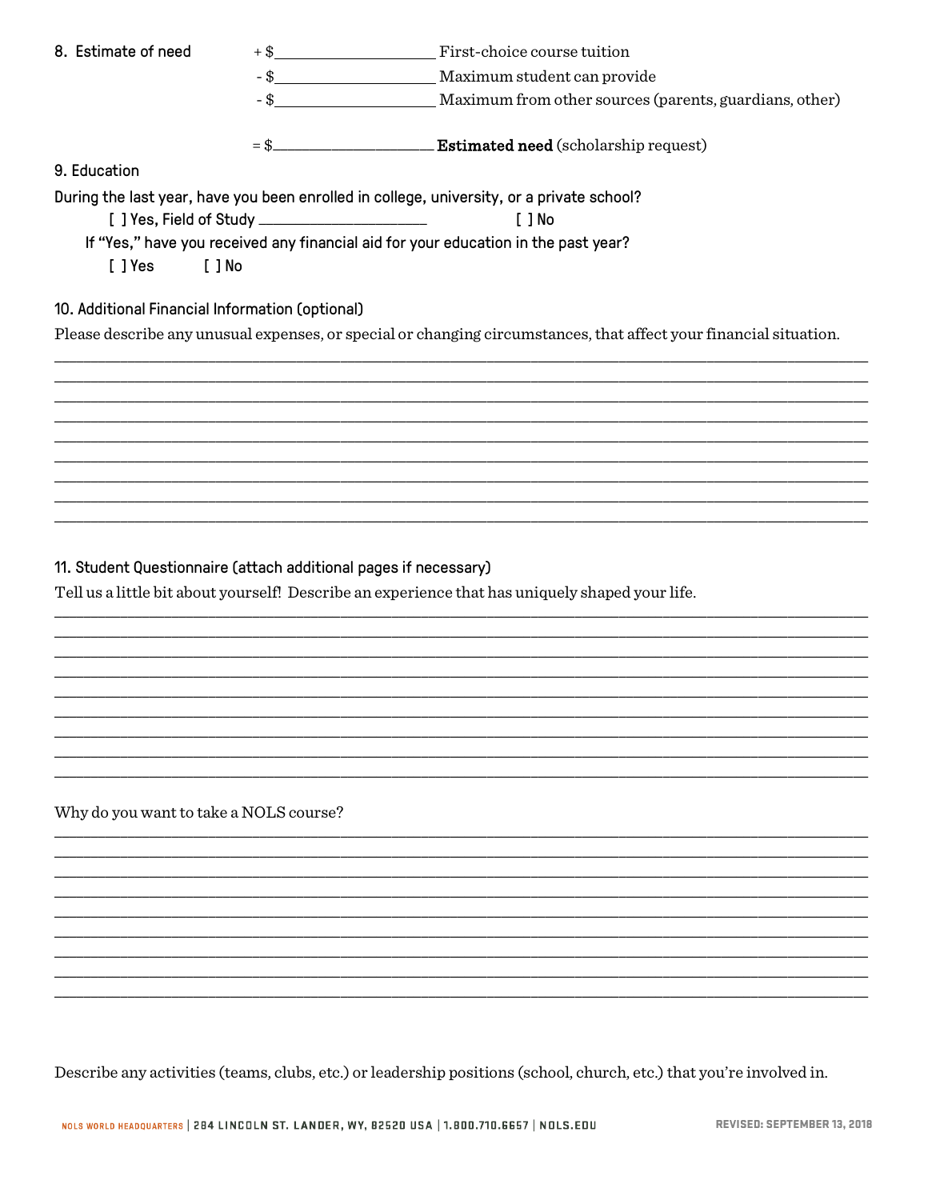8. Estimate of need

+ $____________________ First-choice course tuition

- $____________________ Maximum student can provide

- $____________________ Maximum from other sources (parents, guardians, other)

= $____________________ **Estimated need** (scholarship request)

9. Education

During the last year, have you been enrolled in college, university, or a private school?

[ ] Yes, Field of Study ____________________ [ ] No

If "Yes," have you received any financial aid for your education in the past year?

[ ] Yes [ ] No

10. Additional Financial Information (optional)

Please describe any unusual expenses, or special or changing circumstances, that affect your financial situation.

____________________________________________________________________________________________________
____________________________________________________________________________________________________
____________________________________________________________________________________________________
____________________________________________________________________________________________________
____________________________________________________________________________________________________
____________________________________________________________________________________________________
____________________________________________________________________________________________________
____________________________________________________________________________________________________
____________________________________________________________________________________________________

11. Student Questionnaire (attach additional pages if necessary)

Tell us a little bit about yourself! Describe an experience that has uniquely shaped your life.

____________________________________________________________________________________________________
____________________________________________________________________________________________________
____________________________________________________________________________________________________
____________________________________________________________________________________________________
____________________________________________________________________________________________________
____________________________________________________________________________________________________
____________________________________________________________________________________________________
____________________________________________________________________________________________________
____________________________________________________________________________________________________

Why do you want to take a NOLS course?

____________________________________________________________________________________________________
____________________________________________________________________________________________________
____________________________________________________________________________________________________
____________________________________________________________________________________________________
____________________________________________________________________________________________________
____________________________________________________________________________________________________
____________________________________________________________________________________________________
____________________________________________________________________________________________________
____________________________________________________________________________________________________

Describe any activities (teams, clubs, etc.) or leadership positions (school, church, etc.) that you're involved in.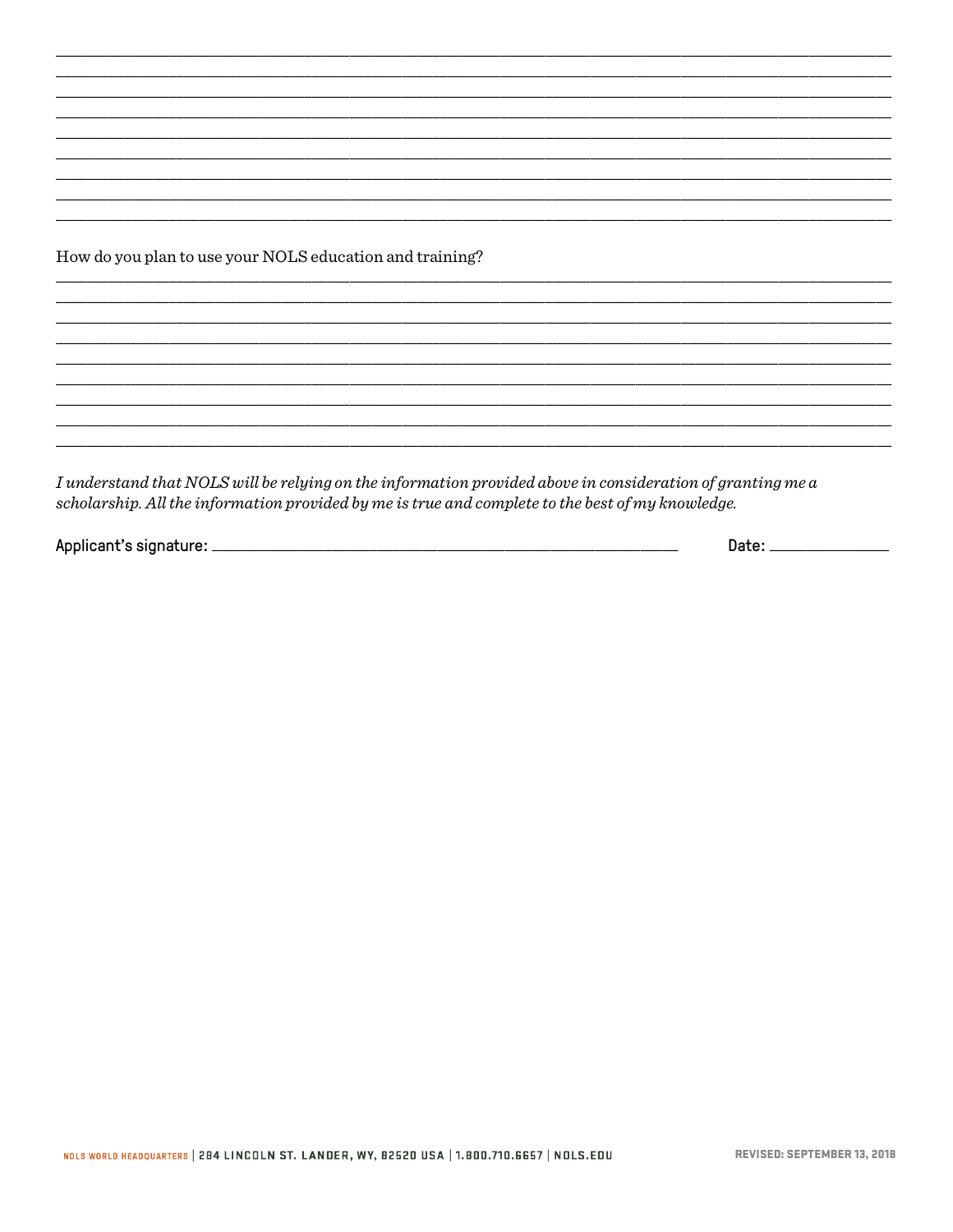How do you plan to use your NOLS education and training?

*I understand that NOLS will be relying on the information provided above in consideration of granting me a scholarship. All the information provided by me is true and complete to the best of my knowledge.*

**Applicant's signature:** ______________________________ **Date:** ____________

NOLS WORLD HEADQUARTERS | 284 LINCOLN ST. LANDER, WY, 82520 USA | 1.800.710.6657 | NOLS.EDU

REVISED: SEPTEMBER 13, 2018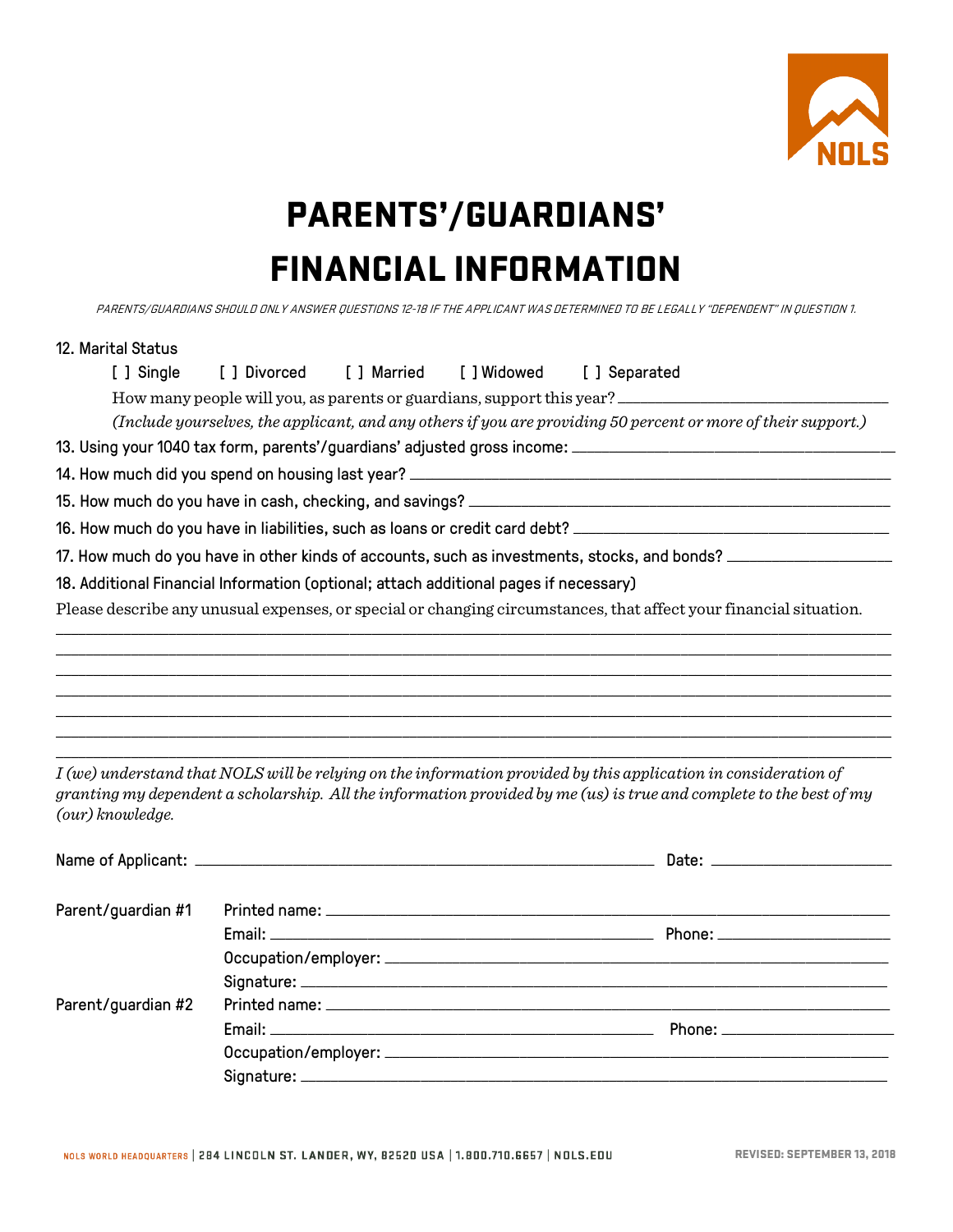# PARENTS'/GUARDIANS' FINANCIAL INFORMATION

*PARENTS/GUARDIANS SHOULD ONLY ANSWER QUESTIONS 12-18 IF THE APPLICANT WAS DETERMINED TO BE LEGALLY "DEPENDENT" IN QUESTION 1.*

12. Marital Status

[ ] Single [ ] Divorced [ ] Married [ ] Widowed [ ] Separated

How many people will you, as parents or guardians, support this year? ______________________

*(Include yourselves, the applicant, and any others if you are providing 50 percent or more of their support.)*

13. Using your 1040 tax form, parents'/guardians' adjusted gross income: ______________________

14. How much did you spend on housing last year? ______________________

15. How much do you have in cash, checking, and savings? ______________________

16. How much do you have in liabilities, such as loans or credit card debt? ______________________

17. How much do you have in other kinds of accounts, such as investments, stocks, and bonds? ______________________

18. Additional Financial Information (optional; attach additional pages if necessary)

Please describe any unusual expenses, or special or changing circumstances, that affect your financial situation.

______________________________________________________________________________

______________________________________________________________________________

______________________________________________________________________________

______________________________________________________________________________

______________________________________________________________________________

______________________________________________________________________________

______________________________________________________________________________

*I (we) understand that NOLS will be relying on the information provided by this application in consideration of granting my dependent a scholarship. All the information provided by me (us) is true and complete to the best of my (our) knowledge.*

Name of Applicant: ______________________ Date: ______________________

Parent/guardian #1

Printed name: ______________________

Email: ______________________ Phone: ______________________

Occupation/employer: ______________________

Signature: ______________________

Parent/guardian #2

Printed name: ______________________

Email: ______________________ Phone: ______________________

Occupation/employer: ______________________

Signature: ______________________

NOLS WORLD HEADQUARTERS | 284 LINCOLN ST. LANDER, WY, 82520 USA | 1.800.710.6657 | NOLS.EDU

REVISED: SEPTEMBER 13, 2018